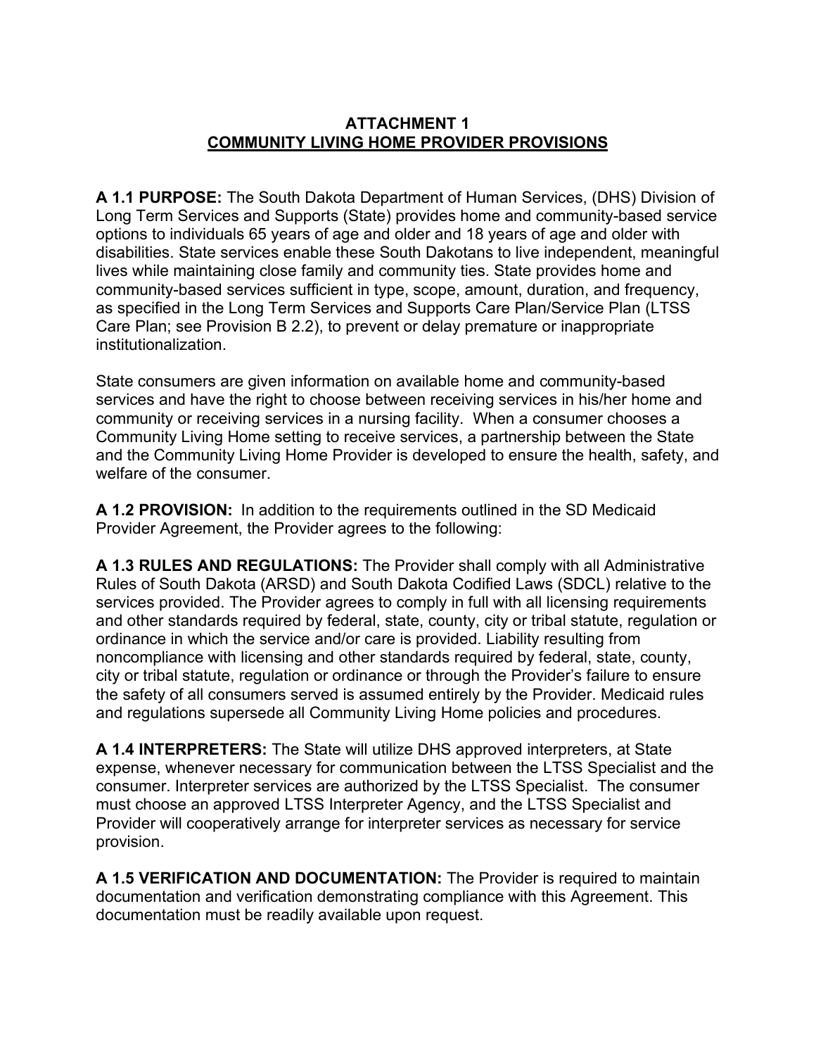# ATTACHMENT 1
## COMMUNITY LIVING HOME PROVIDER PROVISIONS

**A 1.1 PURPOSE:** The South Dakota Department of Human Services, (DHS) Division of Long Term Services and Supports (State) provides home and community-based service options to individuals 65 years of age and older and 18 years of age and older with disabilities. State services enable these South Dakotans to live independent, meaningful lives while maintaining close family and community ties. State provides home and community-based services sufficient in type, scope, amount, duration, and frequency, as specified in the Long Term Services and Supports Care Plan/Service Plan (LTSS Care Plan; see Provision B 2.2), to prevent or delay premature or inappropriate institutionalization.

State consumers are given information on available home and community-based services and have the right to choose between receiving services in his/her home and community or receiving services in a nursing facility. When a consumer chooses a Community Living Home setting to receive services, a partnership between the State and the Community Living Home Provider is developed to ensure the health, safety, and welfare of the consumer.

**A 1.2 PROVISION:** In addition to the requirements outlined in the SD Medicaid Provider Agreement, the Provider agrees to the following:

**A 1.3 RULES AND REGULATIONS:** The Provider shall comply with all Administrative Rules of South Dakota (ARSD) and South Dakota Codified Laws (SDCL) relative to the services provided. The Provider agrees to comply in full with all licensing requirements and other standards required by federal, state, county, city or tribal statute, regulation or ordinance in which the service and/or care is provided. Liability resulting from noncompliance with licensing and other standards required by federal, state, county, city or tribal statute, regulation or ordinance or through the Provider's failure to ensure the safety of all consumers served is assumed entirely by the Provider. Medicaid rules and regulations supersede all Community Living Home policies and procedures.

**A 1.4 INTERPRETERS:** The State will utilize DHS approved interpreters, at State expense, whenever necessary for communication between the LTSS Specialist and the consumer. Interpreter services are authorized by the LTSS Specialist. The consumer must choose an approved LTSS Interpreter Agency, and the LTSS Specialist and Provider will cooperatively arrange for interpreter services as necessary for service provision.

**A 1.5 VERIFICATION AND DOCUMENTATION:** The Provider is required to maintain documentation and verification demonstrating compliance with this Agreement. This documentation must be readily available upon request.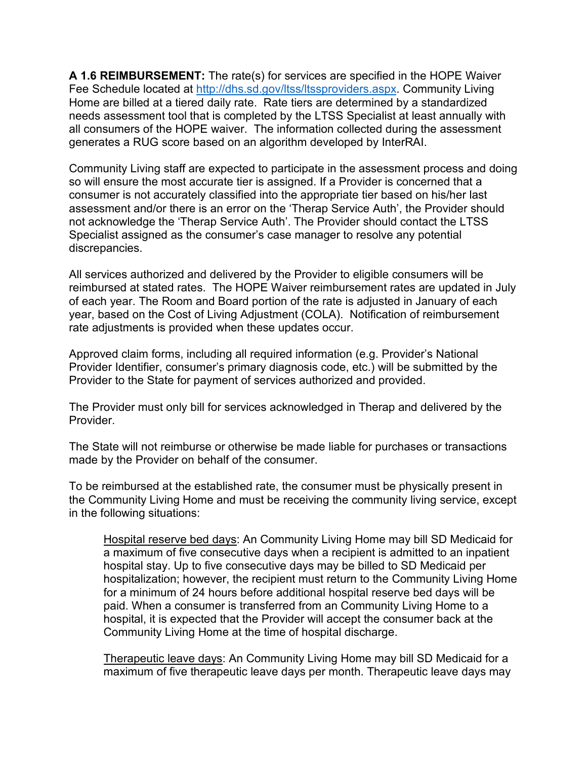**A 1.6 REIMBURSEMENT:** The rate(s) for services are specified in the HOPE Waiver Fee Schedule located at [http://dhs.sd.gov/ltss/ltssproviders.aspx](http://dhs.sd.gov/ltss/ltssproviders.aspx). Community Living Home are billed at a tiered daily rate. Rate tiers are determined by a standardized needs assessment tool that is completed by the LTSS Specialist at least annually with all consumers of the HOPE waiver. The information collected during the assessment generates a RUG score based on an algorithm developed by InterRAI.

Community Living staff are expected to participate in the assessment process and doing so will ensure the most accurate tier is assigned. If a Provider is concerned that a consumer is not accurately classified into the appropriate tier based on his/her last assessment and/or there is an error on the 'Therap Service Auth', the Provider should not acknowledge the 'Therap Service Auth'. The Provider should contact the LTSS Specialist assigned as the consumer's case manager to resolve any potential discrepancies.

All services authorized and delivered by the Provider to eligible consumers will be reimbursed at stated rates. The HOPE Waiver reimbursement rates are updated in July of each year. The Room and Board portion of the rate is adjusted in January of each year, based on the Cost of Living Adjustment (COLA). Notification of reimbursement rate adjustments is provided when these updates occur.

Approved claim forms, including all required information (e.g. Provider's National Provider Identifier, consumer's primary diagnosis code, etc.) will be submitted by the Provider to the State for payment of services authorized and provided.

The Provider must only bill for services acknowledged in Therap and delivered by the Provider.

The State will not reimburse or otherwise be made liable for purchases or transactions made by the Provider on behalf of the consumer.

To be reimbursed at the established rate, the consumer must be physically present in the Community Living Home and must be receiving the community living service, except in the following situations:

> Hospital reserve bed days: An Community Living Home may bill SD Medicaid for a maximum of five consecutive days when a recipient is admitted to an inpatient hospital stay. Up to five consecutive days may be billed to SD Medicaid per hospitalization; however, the recipient must return to the Community Living Home for a minimum of 24 hours before additional hospital reserve bed days will be paid. When a consumer is transferred from an Community Living Home to a hospital, it is expected that the Provider will accept the consumer back at the Community Living Home at the time of hospital discharge.
>
> Therapeutic leave days: An Community Living Home may bill SD Medicaid for a maximum of five therapeutic leave days per month. Therapeutic leave days may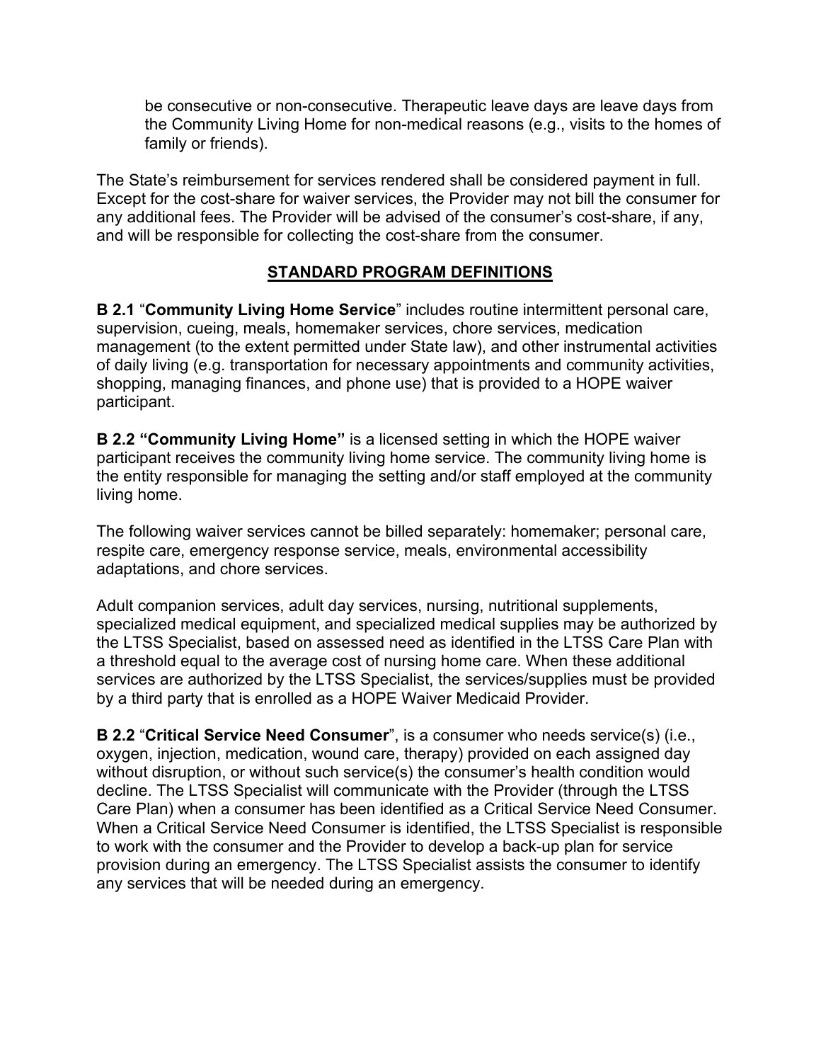be consecutive or non-consecutive. Therapeutic leave days are leave days from the Community Living Home for non-medical reasons (e.g., visits to the homes of family or friends).

The State's reimbursement for services rendered shall be considered payment in full. Except for the cost-share for waiver services, the Provider may not bill the consumer for any additional fees. The Provider will be advised of the consumer's cost-share, if any, and will be responsible for collecting the cost-share from the consumer.

## STANDARD PROGRAM DEFINITIONS

**B 2.1** "**Community Living Home Service**" includes routine intermittent personal care, supervision, cueing, meals, homemaker services, chore services, medication management (to the extent permitted under State law), and other instrumental activities of daily living (e.g. transportation for necessary appointments and community activities, shopping, managing finances, and phone use) that is provided to a HOPE waiver participant.

**B 2.2 "Community Living Home"** is a licensed setting in which the HOPE waiver participant receives the community living home service. The community living home is the entity responsible for managing the setting and/or staff employed at the community living home.

The following waiver services cannot be billed separately: homemaker; personal care, respite care, emergency response service, meals, environmental accessibility adaptations, and chore services.

Adult companion services, adult day services, nursing, nutritional supplements, specialized medical equipment, and specialized medical supplies may be authorized by the LTSS Specialist, based on assessed need as identified in the LTSS Care Plan with a threshold equal to the average cost of nursing home care. When these additional services are authorized by the LTSS Specialist, the services/supplies must be provided by a third party that is enrolled as a HOPE Waiver Medicaid Provider.

**B 2.2** "**Critical Service Need Consumer**", is a consumer who needs service(s) (i.e., oxygen, injection, medication, wound care, therapy) provided on each assigned day without disruption, or without such service(s) the consumer's health condition would decline. The LTSS Specialist will communicate with the Provider (through the LTSS Care Plan) when a consumer has been identified as a Critical Service Need Consumer. When a Critical Service Need Consumer is identified, the LTSS Specialist is responsible to work with the consumer and the Provider to develop a back-up plan for service provision during an emergency. The LTSS Specialist assists the consumer to identify any services that will be needed during an emergency.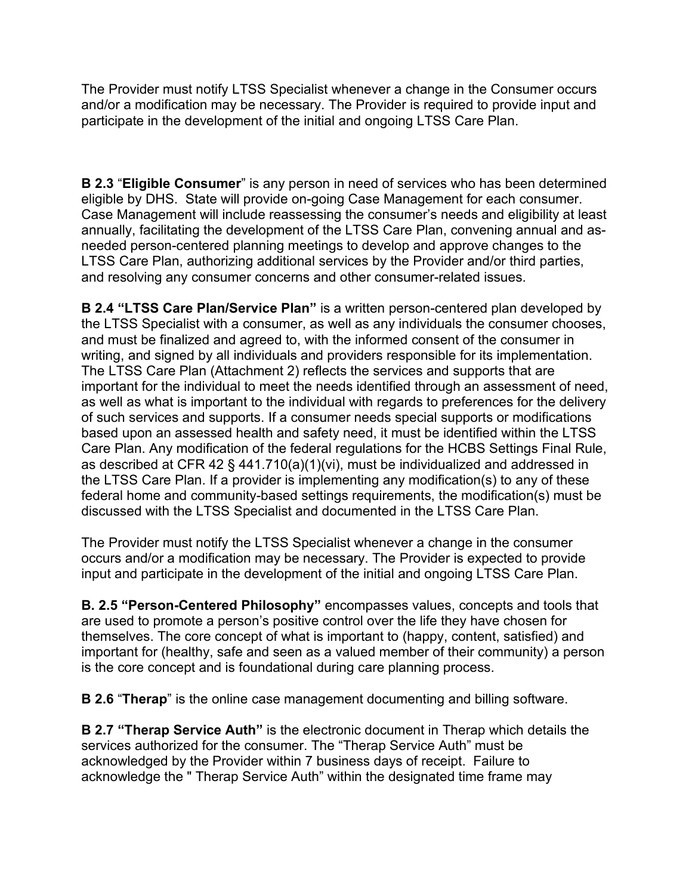The Provider must notify LTSS Specialist whenever a change in the Consumer occurs and/or a modification may be necessary. The Provider is required to provide input and participate in the development of the initial and ongoing LTSS Care Plan.

**B 2.3** "**Eligible Consumer**" is any person in need of services who has been determined eligible by DHS. State will provide on-going Case Management for each consumer. Case Management will include reassessing the consumer's needs and eligibility at least annually, facilitating the development of the LTSS Care Plan, convening annual and as-needed person-centered planning meetings to develop and approve changes to the LTSS Care Plan, authorizing additional services by the Provider and/or third parties, and resolving any consumer concerns and other consumer-related issues.

**B 2.4 "LTSS Care Plan/Service Plan"** is a written person-centered plan developed by the LTSS Specialist with a consumer, as well as any individuals the consumer chooses, and must be finalized and agreed to, with the informed consent of the consumer in writing, and signed by all individuals and providers responsible for its implementation. The LTSS Care Plan (Attachment 2) reflects the services and supports that are important for the individual to meet the needs identified through an assessment of need, as well as what is important to the individual with regards to preferences for the delivery of such services and supports. If a consumer needs special supports or modifications based upon an assessed health and safety need, it must be identified within the LTSS Care Plan. Any modification of the federal regulations for the HCBS Settings Final Rule, as described at CFR 42 § 441.710(a)(1)(vi), must be individualized and addressed in the LTSS Care Plan. If a provider is implementing any modification(s) to any of these federal home and community-based settings requirements, the modification(s) must be discussed with the LTSS Specialist and documented in the LTSS Care Plan.

The Provider must notify the LTSS Specialist whenever a change in the consumer occurs and/or a modification may be necessary. The Provider is expected to provide input and participate in the development of the initial and ongoing LTSS Care Plan.

**B. 2.5 "Person-Centered Philosophy"** encompasses values, concepts and tools that are used to promote a person's positive control over the life they have chosen for themselves. The core concept of what is important to (happy, content, satisfied) and important for (healthy, safe and seen as a valued member of their community) a person is the core concept and is foundational during care planning process.

**B 2.6** "**Therap**" is the online case management documenting and billing software.

**B 2.7 "Therap Service Auth"** is the electronic document in Therap which details the services authorized for the consumer. The "Therap Service Auth" must be acknowledged by the Provider within 7 business days of receipt. Failure to acknowledge the " Therap Service Auth" within the designated time frame may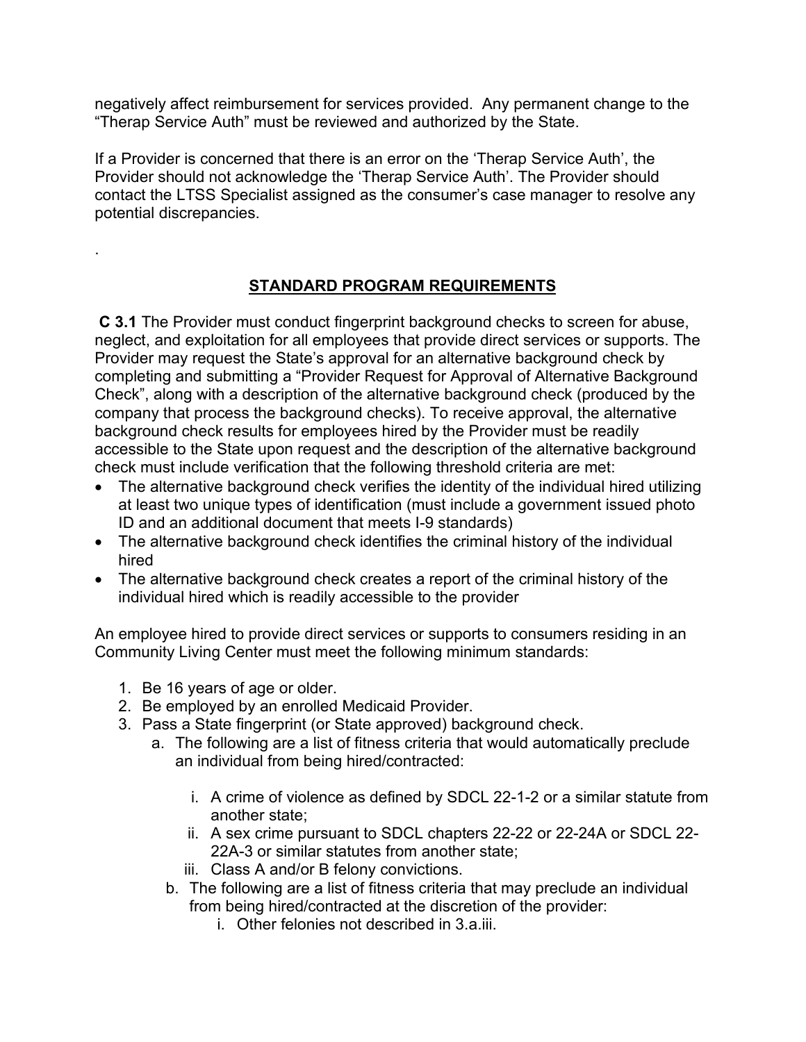negatively affect reimbursement for services provided. Any permanent change to the "Therap Service Auth" must be reviewed and authorized by the State.

If a Provider is concerned that there is an error on the 'Therap Service Auth', the Provider should not acknowledge the 'Therap Service Auth'. The Provider should contact the LTSS Specialist assigned as the consumer's case manager to resolve any potential discrepancies.

.

## STANDARD PROGRAM REQUIREMENTS

**C 3.1** The Provider must conduct fingerprint background checks to screen for abuse, neglect, and exploitation for all employees that provide direct services or supports. The Provider may request the State's approval for an alternative background check by completing and submitting a "Provider Request for Approval of Alternative Background Check", along with a description of the alternative background check (produced by the company that process the background checks). To receive approval, the alternative background check results for employees hired by the Provider must be readily accessible to the State upon request and the description of the alternative background check must include verification that the following threshold criteria are met:

- The alternative background check verifies the identity of the individual hired utilizing at least two unique types of identification (must include a government issued photo ID and an additional document that meets I-9 standards)
- The alternative background check identifies the criminal history of the individual hired
- The alternative background check creates a report of the criminal history of the individual hired which is readily accessible to the provider

An employee hired to provide direct services or supports to consumers residing in an Community Living Center must meet the following minimum standards:

1. Be 16 years of age or older.
2. Be employed by an enrolled Medicaid Provider.
3. Pass a State fingerprint (or State approved) background check.
   a. The following are a list of fitness criteria that would automatically preclude an individual from being hired/contracted:
      i. A crime of violence as defined by SDCL 22-1-2 or a similar statute from another state;
      ii. A sex crime pursuant to SDCL chapters 22-22 or 22-24A or SDCL 22-22A-3 or similar statutes from another state;
      iii. Class A and/or B felony convictions.
   b. The following are a list of fitness criteria that may preclude an individual from being hired/contracted at the discretion of the provider:
      i. Other felonies not described in 3.a.iii.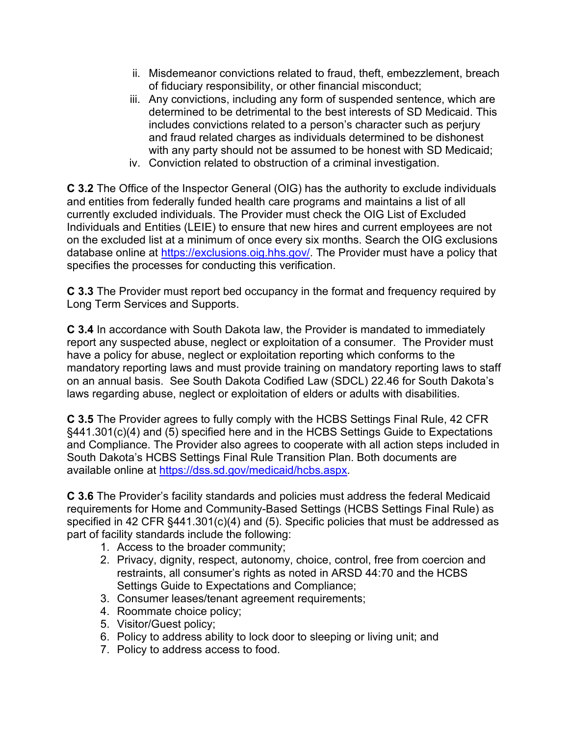ii. Misdemeanor convictions related to fraud, theft, embezzlement, breach of fiduciary responsibility, or other financial misconduct;
  iii. Any convictions, including any form of suspended sentence, which are determined to be detrimental to the best interests of SD Medicaid. This includes convictions related to a person's character such as perjury and fraud related charges as individuals determined to be dishonest with any party should not be assumed to be honest with SD Medicaid;
  iv. Conviction related to obstruction of a criminal investigation.

**C 3.2** The Office of the Inspector General (OIG) has the authority to exclude individuals and entities from federally funded health care programs and maintains a list of all currently excluded individuals. The Provider must check the OIG List of Excluded Individuals and Entities (LEIE) to ensure that new hires and current employees are not on the excluded list at a minimum of once every six months. Search the OIG exclusions database online at https://exclusions.oig.hhs.gov/. The Provider must have a policy that specifies the processes for conducting this verification.

**C 3.3** The Provider must report bed occupancy in the format and frequency required by Long Term Services and Supports.

**C 3.4** In accordance with South Dakota law, the Provider is mandated to immediately report any suspected abuse, neglect or exploitation of a consumer. The Provider must have a policy for abuse, neglect or exploitation reporting which conforms to the mandatory reporting laws and must provide training on mandatory reporting laws to staff on an annual basis. See South Dakota Codified Law (SDCL) 22.46 for South Dakota's laws regarding abuse, neglect or exploitation of elders or adults with disabilities.

**C 3.5** The Provider agrees to fully comply with the HCBS Settings Final Rule, 42 CFR §441.301(c)(4) and (5) specified here and in the HCBS Settings Guide to Expectations and Compliance. The Provider also agrees to cooperate with all action steps included in South Dakota's HCBS Settings Final Rule Transition Plan. Both documents are available online at https://dss.sd.gov/medicaid/hcbs.aspx.

**C 3.6** The Provider's facility standards and policies must address the federal Medicaid requirements for Home and Community-Based Settings (HCBS Settings Final Rule) as specified in 42 CFR §441.301(c)(4) and (5). Specific policies that must be addressed as part of facility standards include the following:

1. Access to the broader community;
2. Privacy, dignity, respect, autonomy, choice, control, free from coercion and restraints, all consumer's rights as noted in ARSD 44:70 and the HCBS Settings Guide to Expectations and Compliance;
3. Consumer leases/tenant agreement requirements;
4. Roommate choice policy;
5. Visitor/Guest policy;
6. Policy to address ability to lock door to sleeping or living unit; and
7. Policy to address access to food.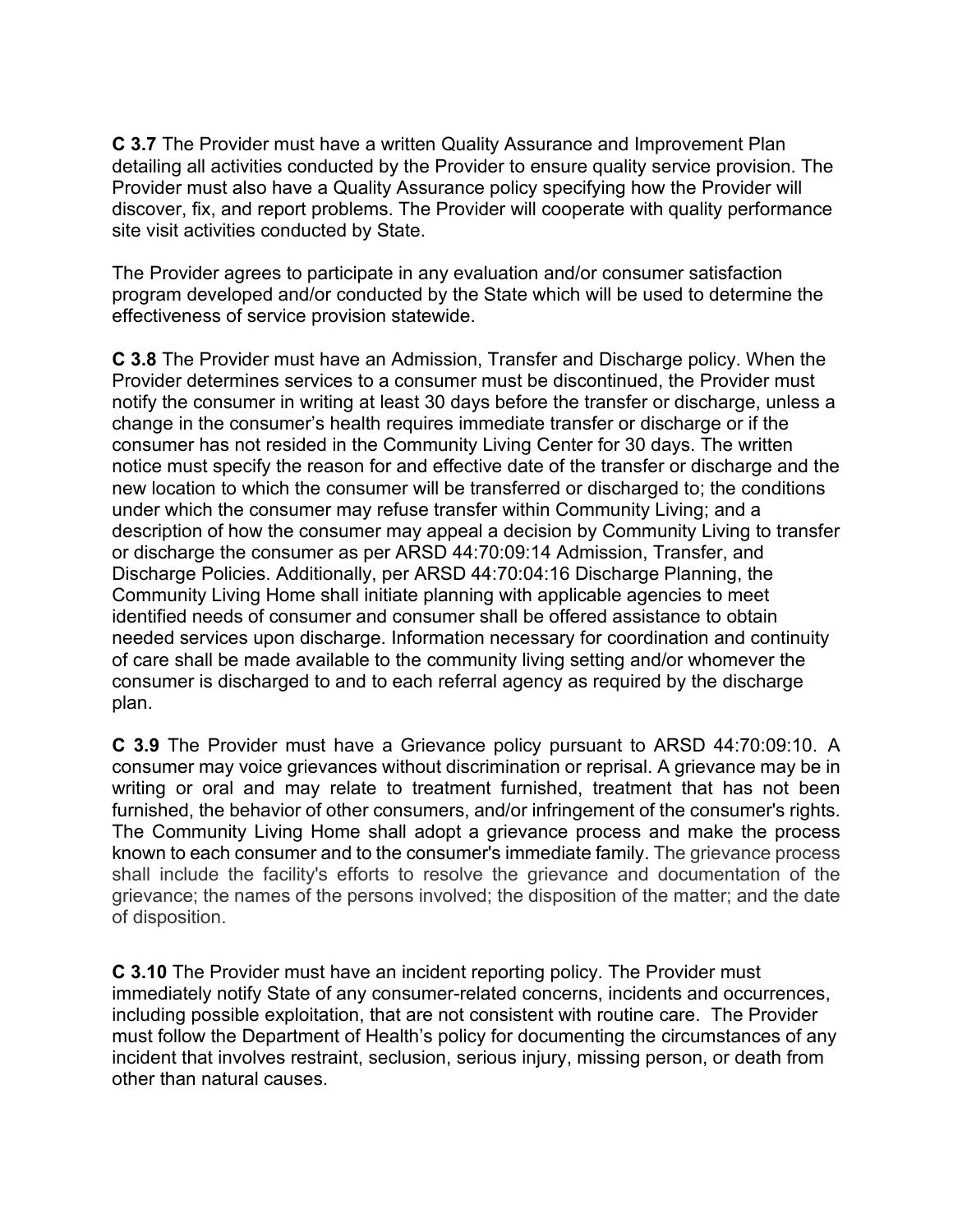**C 3.7** The Provider must have a written Quality Assurance and Improvement Plan detailing all activities conducted by the Provider to ensure quality service provision. The Provider must also have a Quality Assurance policy specifying how the Provider will discover, fix, and report problems. The Provider will cooperate with quality performance site visit activities conducted by State.

The Provider agrees to participate in any evaluation and/or consumer satisfaction program developed and/or conducted by the State which will be used to determine the effectiveness of service provision statewide.

**C 3.8** The Provider must have an Admission, Transfer and Discharge policy. When the Provider determines services to a consumer must be discontinued, the Provider must notify the consumer in writing at least 30 days before the transfer or discharge, unless a change in the consumer's health requires immediate transfer or discharge or if the consumer has not resided in the Community Living Center for 30 days. The written notice must specify the reason for and effective date of the transfer or discharge and the new location to which the consumer will be transferred or discharged to; the conditions under which the consumer may refuse transfer within Community Living; and a description of how the consumer may appeal a decision by Community Living to transfer or discharge the consumer as per ARSD 44:70:09:14 Admission, Transfer, and Discharge Policies. Additionally, per ARSD 44:70:04:16 Discharge Planning, the Community Living Home shall initiate planning with applicable agencies to meet identified needs of consumer and consumer shall be offered assistance to obtain needed services upon discharge. Information necessary for coordination and continuity of care shall be made available to the community living setting and/or whomever the consumer is discharged to and to each referral agency as required by the discharge plan.

**C 3.9** The Provider must have a Grievance policy pursuant to ARSD 44:70:09:10. A consumer may voice grievances without discrimination or reprisal. A grievance may be in writing or oral and may relate to treatment furnished, treatment that has not been furnished, the behavior of other consumers, and/or infringement of the consumer's rights. The Community Living Home shall adopt a grievance process and make the process known to each consumer and to the consumer's immediate family. The grievance process shall include the facility's efforts to resolve the grievance and documentation of the grievance; the names of the persons involved; the disposition of the matter; and the date of disposition.

**C 3.10** The Provider must have an incident reporting policy. The Provider must immediately notify State of any consumer-related concerns, incidents and occurrences, including possible exploitation, that are not consistent with routine care. The Provider must follow the Department of Health's policy for documenting the circumstances of any incident that involves restraint, seclusion, serious injury, missing person, or death from other than natural causes.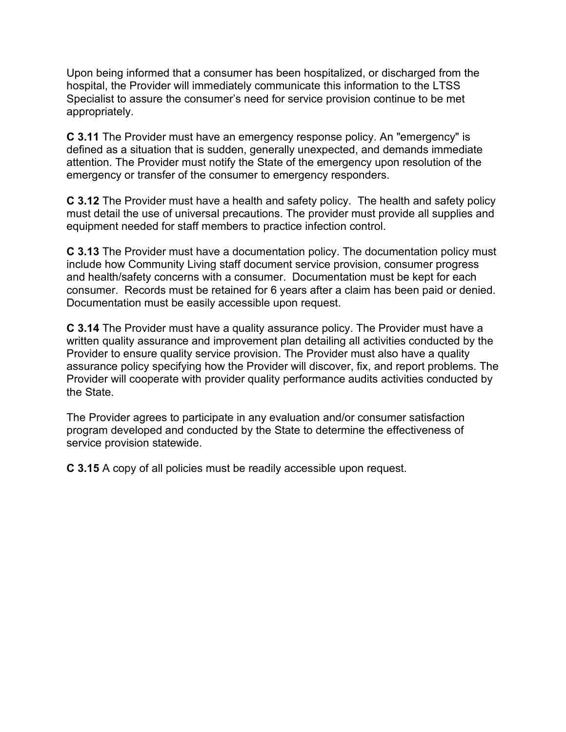Upon being informed that a consumer has been hospitalized, or discharged from the hospital, the Provider will immediately communicate this information to the LTSS Specialist to assure the consumer's need for service provision continue to be met appropriately.

**C 3.11** The Provider must have an emergency response policy. An "emergency" is defined as a situation that is sudden, generally unexpected, and demands immediate attention. The Provider must notify the State of the emergency upon resolution of the emergency or transfer of the consumer to emergency responders.

**C 3.12** The Provider must have a health and safety policy. The health and safety policy must detail the use of universal precautions. The provider must provide all supplies and equipment needed for staff members to practice infection control.

**C 3.13** The Provider must have a documentation policy. The documentation policy must include how Community Living staff document service provision, consumer progress and health/safety concerns with a consumer. Documentation must be kept for each consumer. Records must be retained for 6 years after a claim has been paid or denied. Documentation must be easily accessible upon request.

**C 3.14** The Provider must have a quality assurance policy. The Provider must have a written quality assurance and improvement plan detailing all activities conducted by the Provider to ensure quality service provision. The Provider must also have a quality assurance policy specifying how the Provider will discover, fix, and report problems. The Provider will cooperate with provider quality performance audits activities conducted by the State.

The Provider agrees to participate in any evaluation and/or consumer satisfaction program developed and conducted by the State to determine the effectiveness of service provision statewide.

**C 3.15** A copy of all policies must be readily accessible upon request.